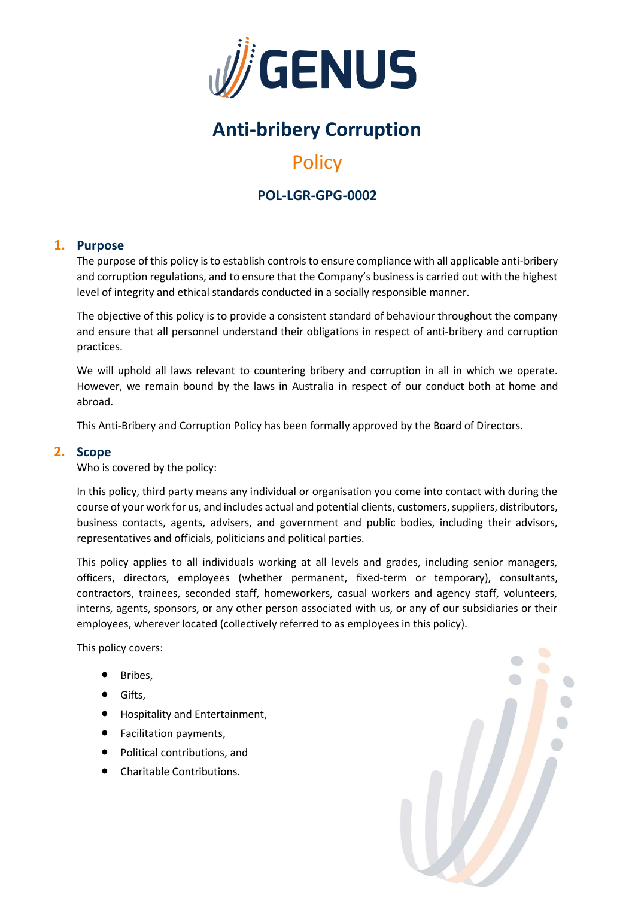# GENUS

# Anti-bribery Corruption

## Policy

### POL-LGR-GPG-0002

## 1. Purpose

The purpose of this policy is to establish controls to ensure compliance with all applicable anti-bribery and corruption regulations, and to ensure that the Company's business is carried out with the highest level of integrity and ethical standards conducted in a socially responsible manner.

The objective of this policy is to provide a consistent standard of behaviour throughout the company and ensure that all personnel understand their obligations in respect of anti-bribery and corruption practices.

We will uphold all laws relevant to countering bribery and corruption in all in which we operate. However, we remain bound by the laws in Australia in respect of our conduct both at home and abroad.

This Anti-Bribery and Corruption Policy has been formally approved by the Board of Directors.

## 2. Scope

Who is covered by the policy:

In this policy, third party means any individual or organisation you come into contact with during the course of your work for us, and includes actual and potential clients, customers, suppliers, distributors, business contacts, agents, advisers, and government and public bodies, including their advisors, representatives and officials, politicians and political parties.

This policy applies to all individuals working at all levels and grades, including senior managers, officers, directors, employees (whether permanent, fixed-term or temporary), consultants, contractors, trainees, seconded staff, homeworkers, casual workers and agency staff, volunteers, interns, agents, sponsors, or any other person associated with us, or any of our subsidiaries or their employees, wherever located (collectively referred to as employees in this policy).

This policy covers:

- Bribes,
- Gifts,
- Hospitality and Entertainment,
- Facilitation payments,
- Political contributions, and
- Charitable Contributions.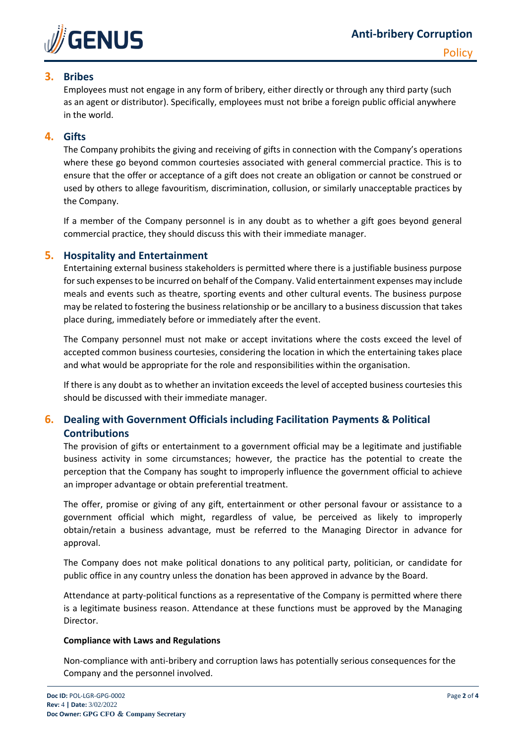## 3. Bribes

Employees must not engage in any form of bribery, either directly or through any third party (such as an agent or distributor). Specifically, employees must not bribe a foreign public official anywhere in the world.

## 4. Gifts

The Company prohibits the giving and receiving of gifts in connection with the Company's operations where these go beyond common courtesies associated with general commercial practice. This is to ensure that the offer or acceptance of a gift does not create an obligation or cannot be construed or used by others to allege favouritism, discrimination, collusion, or similarly unacceptable practices by the Company.

If a member of the Company personnel is in any doubt as to whether a gift goes beyond general commercial practice, they should discuss this with their immediate manager.

## 5. Hospitality and Entertainment

Entertaining external business stakeholders is permitted where there is a justifiable business purpose for such expenses to be incurred on behalf of the Company. Valid entertainment expenses may include meals and events such as theatre, sporting events and other cultural events. The business purpose may be related to fostering the business relationship or be ancillary to a business discussion that takes place during, immediately before or immediately after the event.

The Company personnel must not make or accept invitations where the costs exceed the level of accepted common business courtesies, considering the location in which the entertaining takes place and what would be appropriate for the role and responsibilities within the organisation.

If there is any doubt as to whether an invitation exceeds the level of accepted business courtesies this should be discussed with their immediate manager.

## 6. Dealing with Government Officials including Facilitation Payments & Political Contributions

The provision of gifts or entertainment to a government official may be a legitimate and justifiable business activity in some circumstances; however, the practice has the potential to create the perception that the Company has sought to improperly influence the government official to achieve an improper advantage or obtain preferential treatment.

The offer, promise or giving of any gift, entertainment or other personal favour or assistance to a government official which might, regardless of value, be perceived as likely to improperly obtain/retain a business advantage, must be referred to the Managing Director in advance for approval.

The Company does not make political donations to any political party, politician, or candidate for public office in any country unless the donation has been approved in advance by the Board.

Attendance at party-political functions as a representative of the Company is permitted where there is a legitimate business reason. Attendance at these functions must be approved by the Managing Director.

**Compliance with Laws and Regulations**

Non-compliance with anti-bribery and corruption laws has potentially serious consequences for the Company and the personnel involved.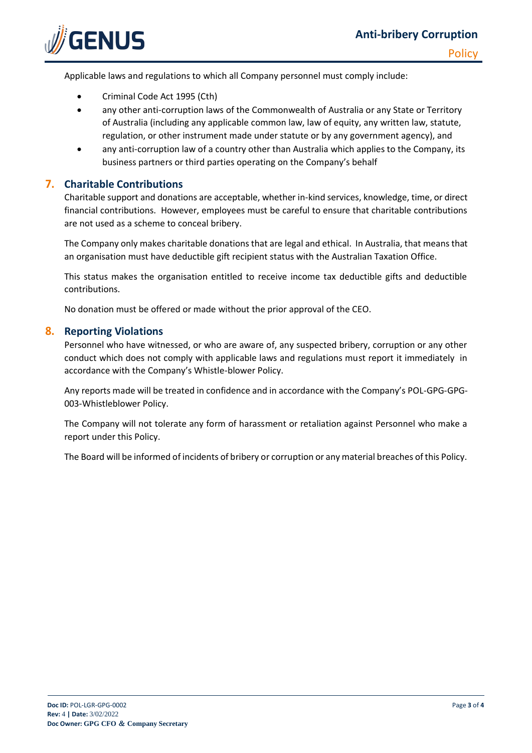Applicable laws and regulations to which all Company personnel must comply include:

- Criminal Code Act 1995 (Cth)
- any other anti-corruption laws of the Commonwealth of Australia or any State or Territory of Australia (including any applicable common law, law of equity, any written law, statute, regulation, or other instrument made under statute or by any government agency), and
- any anti-corruption law of a country other than Australia which applies to the Company, its business partners or third parties operating on the Company's behalf

## 7. Charitable Contributions

Charitable support and donations are acceptable, whether in-kind services, knowledge, time, or direct financial contributions. However, employees must be careful to ensure that charitable contributions are not used as a scheme to conceal bribery.

The Company only makes charitable donations that are legal and ethical. In Australia, that means that an organisation must have deductible gift recipient status with the Australian Taxation Office.

This status makes the organisation entitled to receive income tax deductible gifts and deductible contributions.

No donation must be offered or made without the prior approval of the CEO.

## 8. Reporting Violations

Personnel who have witnessed, or who are aware of, any suspected bribery, corruption or any other conduct which does not comply with applicable laws and regulations must report it immediately in accordance with the Company's Whistle-blower Policy.

Any reports made will be treated in confidence and in accordance with the Company's POL-GPG-GPG-003-Whistleblower Policy.

The Company will not tolerate any form of harassment or retaliation against Personnel who make a report under this Policy.

The Board will be informed of incidents of bribery or corruption or any material breaches of this Policy.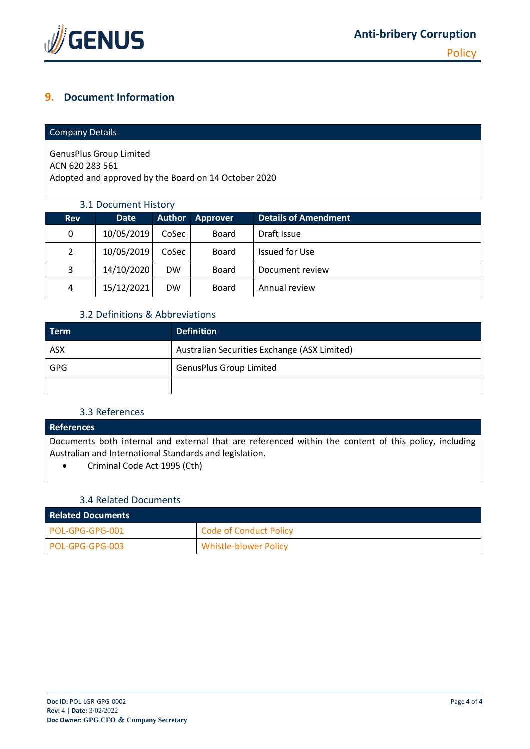## 9. Document Information

| Company Details |
|---|
| GenusPlus Group Limited<br>ACN 620 283 561<br>Adopted and approved by the Board on 14 October 2020 |

### 3.1 Document History

| Rev | Date | Author | Approver | Details of Amendment |
|---|---|---|---|---|
| 0 | 10/05/2019 | CoSec | Board | Draft Issue |
| 2 | 10/05/2019 | CoSec | Board | Issued for Use |
| 3 | 14/10/2020 | DW | Board | Document review |
| 4 | 15/12/2021 | DW | Board | Annual review |

### 3.2 Definitions & Abbreviations

| Term | Definition |
|---|---|
| ASX | Australian Securities Exchange (ASX Limited) |
| GPG | GenusPlus Group Limited |
| | |

### 3.3 References

| References |
|---|
| Documents both internal and external that are referenced within the content of this policy, including Australian and International Standards and legislation.<br>• Criminal Code Act 1995 (Cth) |

### 3.4 Related Documents

| Related Documents | |
|---|---|
| POL-GPG-GPG-001 | Code of Conduct Policy |
| POL-GPG-GPG-003 | Whistle-blower Policy |

**Doc ID:** POL-LGR-GPG-0002
**Rev:** 4 **| Date:** 3/02/2022
**Doc Owner:** GPG CFO & Company Secretary